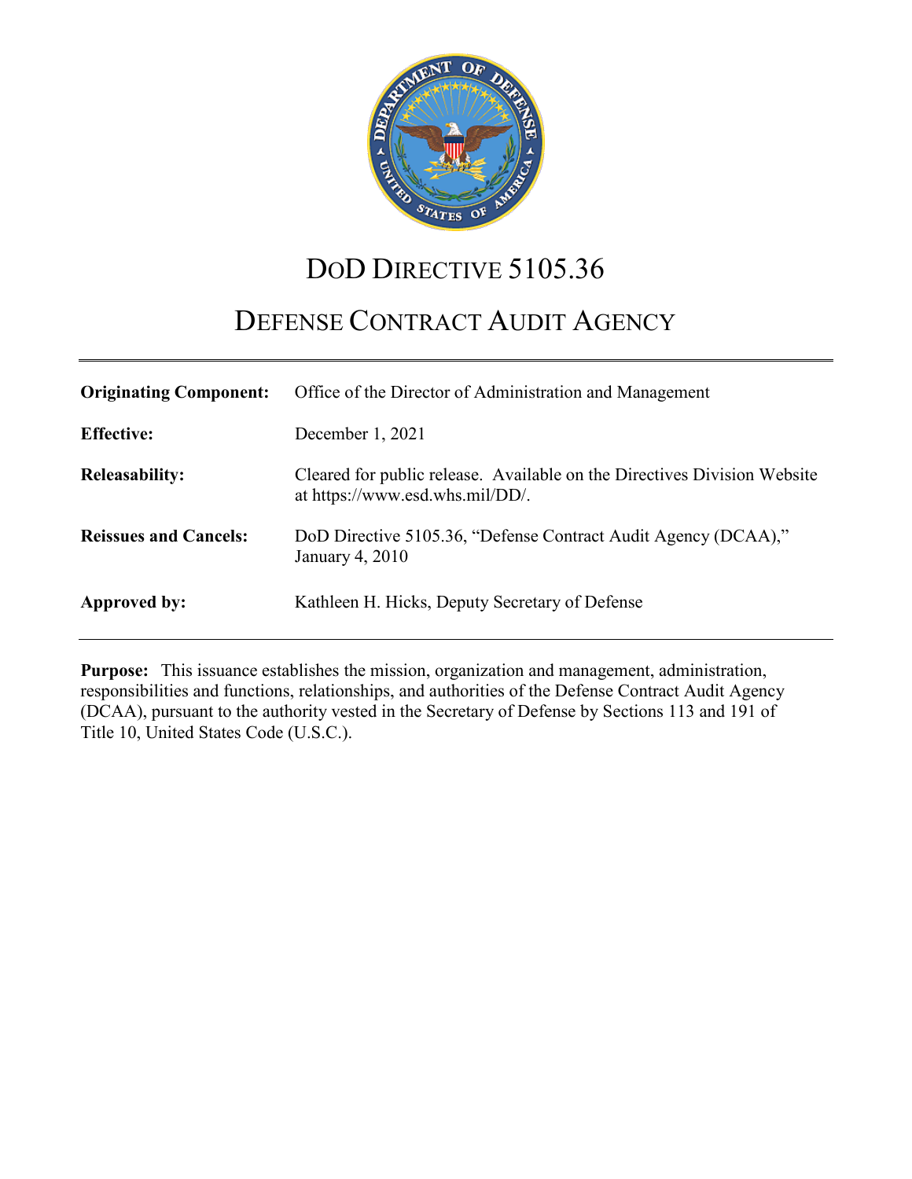# DoD Directive 5105.36

# Defense Contract Audit Agency

| | |
|---|---|
| **Originating Component:** | Office of the Director of Administration and Management |
| **Effective:** | December 1, 2021 |
| **Releasability:** | Cleared for public release. Available on the Directives Division Website at https://www.esd.whs.mil/DD/. |
| **Reissues and Cancels:** | DoD Directive 5105.36, "Defense Contract Audit Agency (DCAA)," January 4, 2010 |
| **Approved by:** | Kathleen H. Hicks, Deputy Secretary of Defense |

**Purpose:** This issuance establishes the mission, organization and management, administration, responsibilities and functions, relationships, and authorities of the Defense Contract Audit Agency (DCAA), pursuant to the authority vested in the Secretary of Defense by Sections 113 and 191 of Title 10, United States Code (U.S.C.).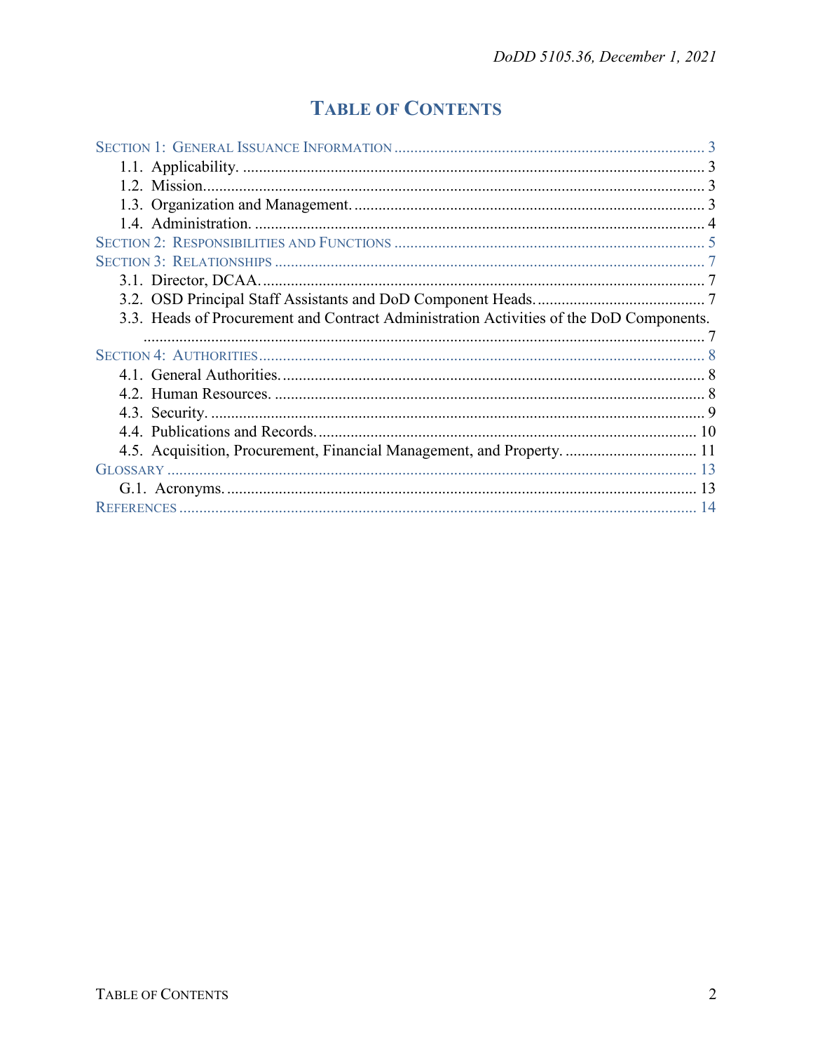# TABLE OF CONTENTS

SECTION 1: GENERAL ISSUANCE INFORMATION ..... 3
- 1.1. Applicability. ..... 3
- 1.2. Mission. ..... 3
- 1.3. Organization and Management. ..... 3
- 1.4. Administration. ..... 4

SECTION 2: RESPONSIBILITIES AND FUNCTIONS ..... 5

SECTION 3: RELATIONSHIPS ..... 7
- 3.1. Director, DCAA. ..... 7
- 3.2. OSD Principal Staff Assistants and DoD Component Heads. ..... 7
- 3.3. Heads of Procurement and Contract Administration Activities of the DoD Components. ..... 7

SECTION 4: AUTHORITIES ..... 8
- 4.1. General Authorities. ..... 8
- 4.2. Human Resources. ..... 8
- 4.3. Security. ..... 9
- 4.4. Publications and Records. ..... 10
- 4.5. Acquisition, Procurement, Financial Management, and Property. ..... 11

GLOSSARY ..... 13
- G.1. Acronyms. ..... 13

REFERENCES ..... 14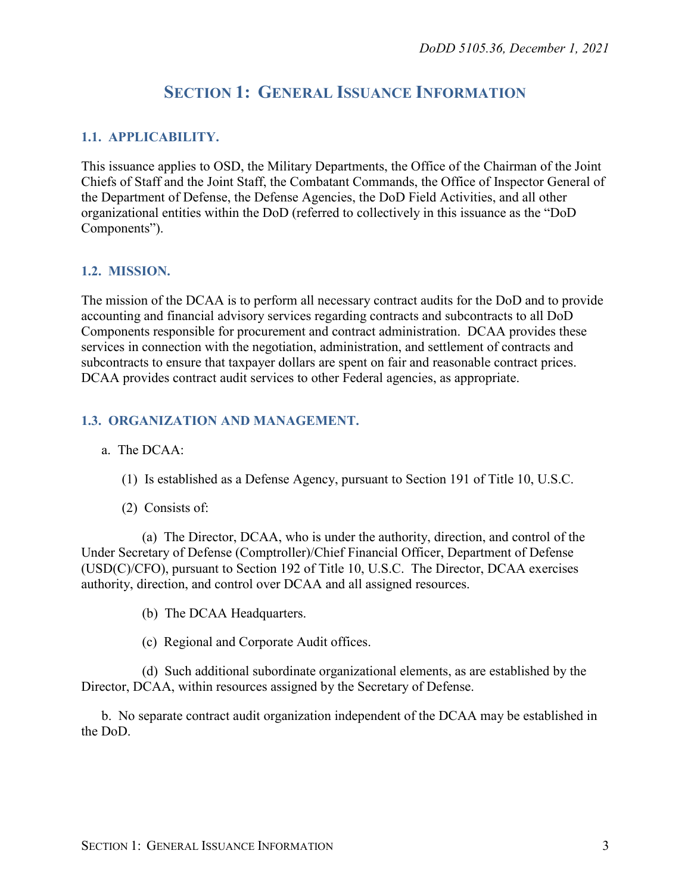## SECTION 1: GENERAL ISSUANCE INFORMATION

### 1.1. APPLICABILITY.

This issuance applies to OSD, the Military Departments, the Office of the Chairman of the Joint Chiefs of Staff and the Joint Staff, the Combatant Commands, the Office of Inspector General of the Department of Defense, the Defense Agencies, the DoD Field Activities, and all other organizational entities within the DoD (referred to collectively in this issuance as the "DoD Components").

### 1.2. MISSION.

The mission of the DCAA is to perform all necessary contract audits for the DoD and to provide accounting and financial advisory services regarding contracts and subcontracts to all DoD Components responsible for procurement and contract administration. DCAA provides these services in connection with the negotiation, administration, and settlement of contracts and subcontracts to ensure that taxpayer dollars are spent on fair and reasonable contract prices. DCAA provides contract audit services to other Federal agencies, as appropriate.

### 1.3. ORGANIZATION AND MANAGEMENT.

a. The DCAA:

(1) Is established as a Defense Agency, pursuant to Section 191 of Title 10, U.S.C.

(2) Consists of:

(a) The Director, DCAA, who is under the authority, direction, and control of the Under Secretary of Defense (Comptroller)/Chief Financial Officer, Department of Defense (USD(C)/CFO), pursuant to Section 192 of Title 10, U.S.C. The Director, DCAA exercises authority, direction, and control over DCAA and all assigned resources.

(b) The DCAA Headquarters.

(c) Regional and Corporate Audit offices.

(d) Such additional subordinate organizational elements, as are established by the Director, DCAA, within resources assigned by the Secretary of Defense.

b. No separate contract audit organization independent of the DCAA may be established in the DoD.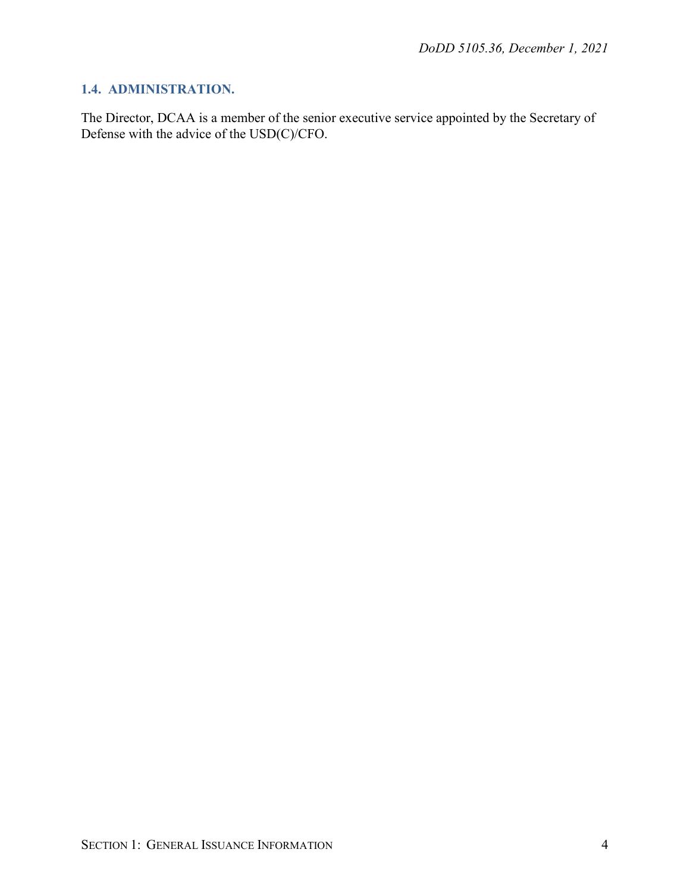### 1.4. ADMINISTRATION.

The Director, DCAA is a member of the senior executive service appointed by the Secretary of Defense with the advice of the USD(C)/CFO.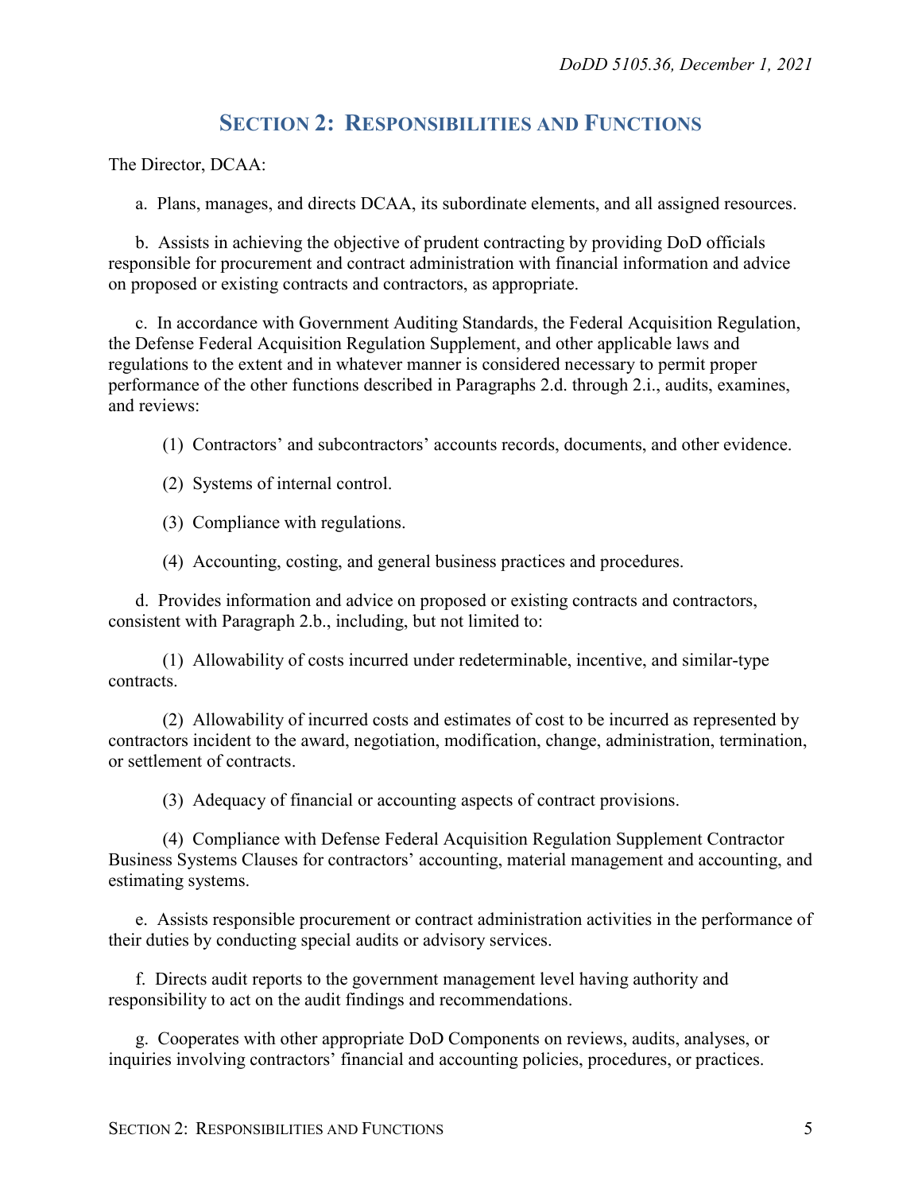## SECTION 2: RESPONSIBILITIES AND FUNCTIONS

The Director, DCAA:

a. Plans, manages, and directs DCAA, its subordinate elements, and all assigned resources.

b. Assists in achieving the objective of prudent contracting by providing DoD officials responsible for procurement and contract administration with financial information and advice on proposed or existing contracts and contractors, as appropriate.

c. In accordance with Government Auditing Standards, the Federal Acquisition Regulation, the Defense Federal Acquisition Regulation Supplement, and other applicable laws and regulations to the extent and in whatever manner is considered necessary to permit proper performance of the other functions described in Paragraphs 2.d. through 2.i., audits, examines, and reviews:

(1) Contractors' and subcontractors' accounts records, documents, and other evidence.

(2) Systems of internal control.

(3) Compliance with regulations.

(4) Accounting, costing, and general business practices and procedures.

d. Provides information and advice on proposed or existing contracts and contractors, consistent with Paragraph 2.b., including, but not limited to:

(1) Allowability of costs incurred under redeterminable, incentive, and similar-type contracts.

(2) Allowability of incurred costs and estimates of cost to be incurred as represented by contractors incident to the award, negotiation, modification, change, administration, termination, or settlement of contracts.

(3) Adequacy of financial or accounting aspects of contract provisions.

(4) Compliance with Defense Federal Acquisition Regulation Supplement Contractor Business Systems Clauses for contractors' accounting, material management and accounting, and estimating systems.

e. Assists responsible procurement or contract administration activities in the performance of their duties by conducting special audits or advisory services.

f. Directs audit reports to the government management level having authority and responsibility to act on the audit findings and recommendations.

g. Cooperates with other appropriate DoD Components on reviews, audits, analyses, or inquiries involving contractors' financial and accounting policies, procedures, or practices.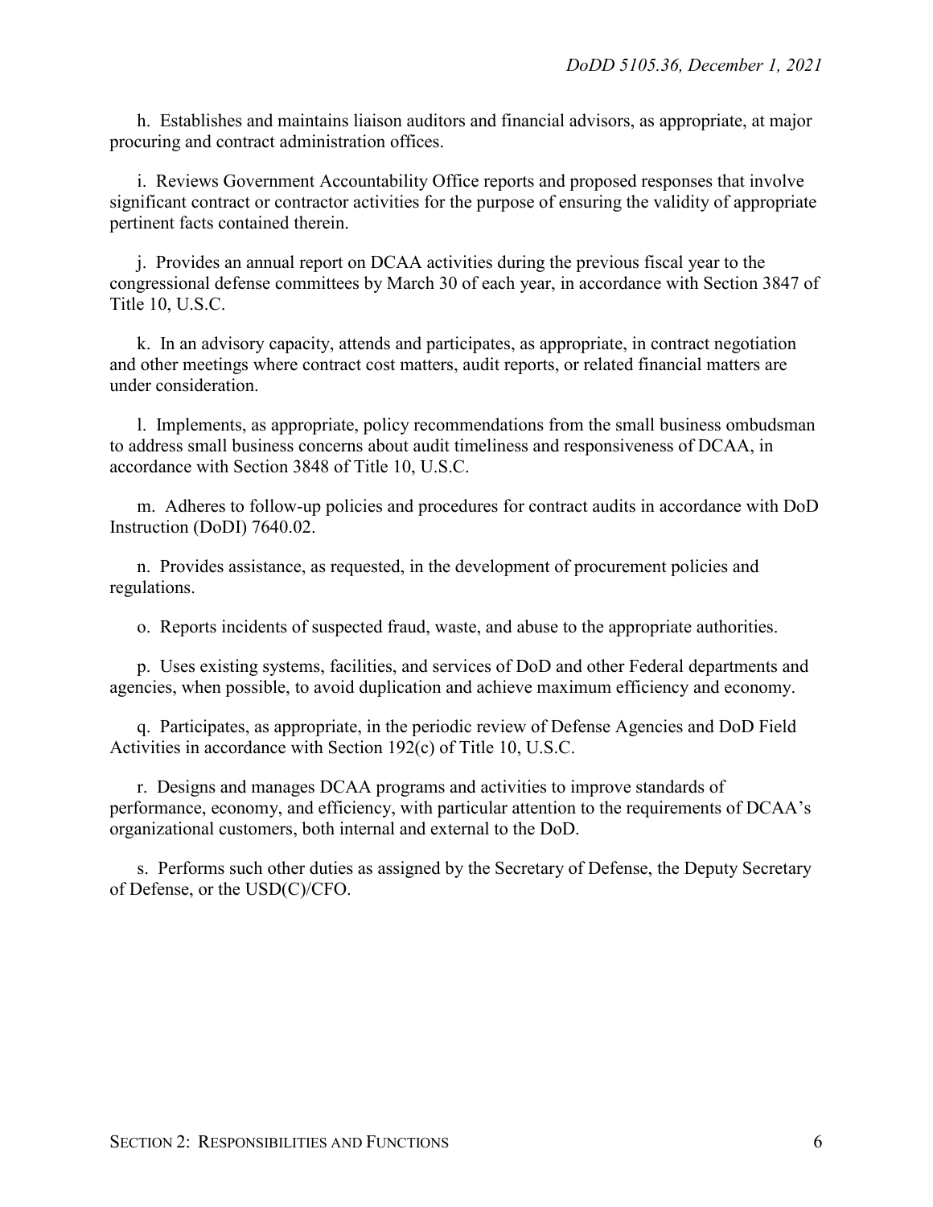h. Establishes and maintains liaison auditors and financial advisors, as appropriate, at major procuring and contract administration offices.

i. Reviews Government Accountability Office reports and proposed responses that involve significant contract or contractor activities for the purpose of ensuring the validity of appropriate pertinent facts contained therein.

j. Provides an annual report on DCAA activities during the previous fiscal year to the congressional defense committees by March 30 of each year, in accordance with Section 3847 of Title 10, U.S.C.

k. In an advisory capacity, attends and participates, as appropriate, in contract negotiation and other meetings where contract cost matters, audit reports, or related financial matters are under consideration.

l. Implements, as appropriate, policy recommendations from the small business ombudsman to address small business concerns about audit timeliness and responsiveness of DCAA, in accordance with Section 3848 of Title 10, U.S.C.

m. Adheres to follow-up policies and procedures for contract audits in accordance with DoD Instruction (DoDI) 7640.02.

n. Provides assistance, as requested, in the development of procurement policies and regulations.

o. Reports incidents of suspected fraud, waste, and abuse to the appropriate authorities.

p. Uses existing systems, facilities, and services of DoD and other Federal departments and agencies, when possible, to avoid duplication and achieve maximum efficiency and economy.

q. Participates, as appropriate, in the periodic review of Defense Agencies and DoD Field Activities in accordance with Section 192(c) of Title 10, U.S.C.

r. Designs and manages DCAA programs and activities to improve standards of performance, economy, and efficiency, with particular attention to the requirements of DCAA's organizational customers, both internal and external to the DoD.

s. Performs such other duties as assigned by the Secretary of Defense, the Deputy Secretary of Defense, or the USD(C)/CFO.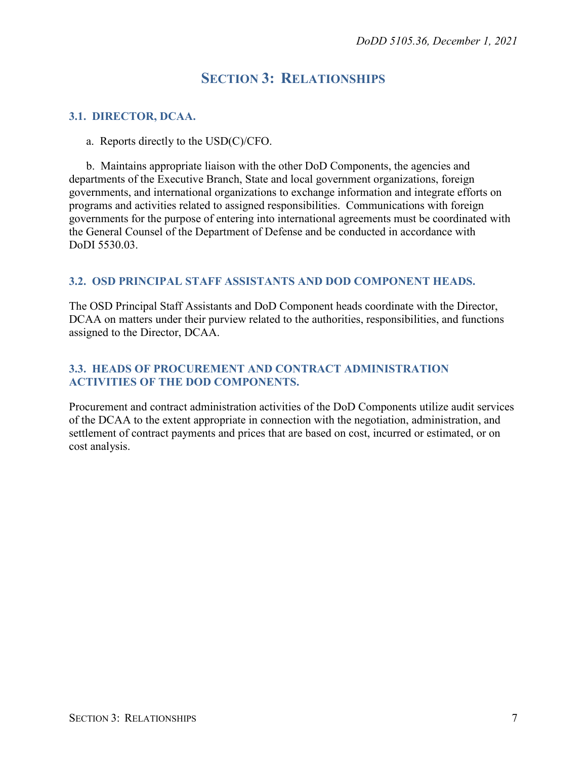# SECTION 3: RELATIONSHIPS

## 3.1. DIRECTOR, DCAA.

a. Reports directly to the USD(C)/CFO.

b. Maintains appropriate liaison with the other DoD Components, the agencies and departments of the Executive Branch, State and local government organizations, foreign governments, and international organizations to exchange information and integrate efforts on programs and activities related to assigned responsibilities. Communications with foreign governments for the purpose of entering into international agreements must be coordinated with the General Counsel of the Department of Defense and be conducted in accordance with DoDI 5530.03.

## 3.2. OSD PRINCIPAL STAFF ASSISTANTS AND DOD COMPONENT HEADS.

The OSD Principal Staff Assistants and DoD Component heads coordinate with the Director, DCAA on matters under their purview related to the authorities, responsibilities, and functions assigned to the Director, DCAA.

## 3.3. HEADS OF PROCUREMENT AND CONTRACT ADMINISTRATION ACTIVITIES OF THE DOD COMPONENTS.

Procurement and contract administration activities of the DoD Components utilize audit services of the DCAA to the extent appropriate in connection with the negotiation, administration, and settlement of contract payments and prices that are based on cost, incurred or estimated, or on cost analysis.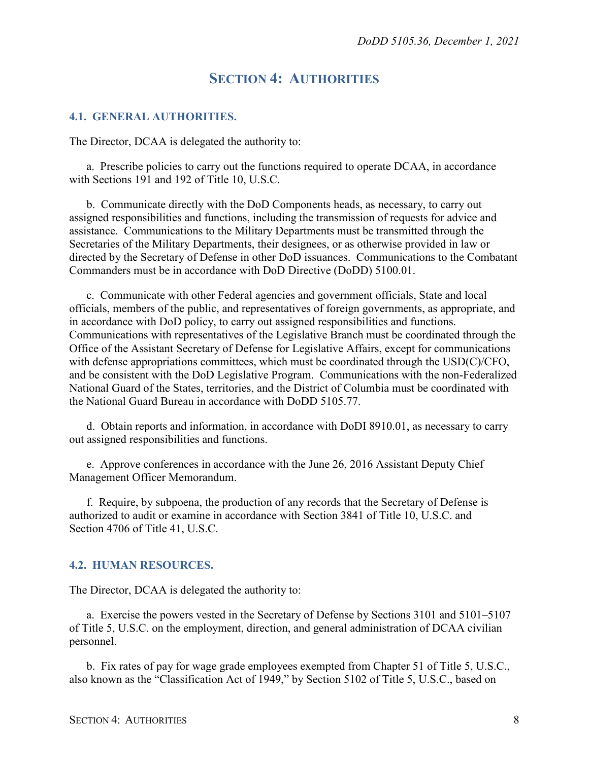## SECTION 4: AUTHORITIES

### 4.1. GENERAL AUTHORITIES.

The Director, DCAA is delegated the authority to:

a. Prescribe policies to carry out the functions required to operate DCAA, in accordance with Sections 191 and 192 of Title 10, U.S.C.

b. Communicate directly with the DoD Components heads, as necessary, to carry out assigned responsibilities and functions, including the transmission of requests for advice and assistance. Communications to the Military Departments must be transmitted through the Secretaries of the Military Departments, their designees, or as otherwise provided in law or directed by the Secretary of Defense in other DoD issuances. Communications to the Combatant Commanders must be in accordance with DoD Directive (DoDD) 5100.01.

c. Communicate with other Federal agencies and government officials, State and local officials, members of the public, and representatives of foreign governments, as appropriate, and in accordance with DoD policy, to carry out assigned responsibilities and functions. Communications with representatives of the Legislative Branch must be coordinated through the Office of the Assistant Secretary of Defense for Legislative Affairs, except for communications with defense appropriations committees, which must be coordinated through the USD(C)/CFO, and be consistent with the DoD Legislative Program. Communications with the non-Federalized National Guard of the States, territories, and the District of Columbia must be coordinated with the National Guard Bureau in accordance with DoDD 5105.77.

d. Obtain reports and information, in accordance with DoDI 8910.01, as necessary to carry out assigned responsibilities and functions.

e. Approve conferences in accordance with the June 26, 2016 Assistant Deputy Chief Management Officer Memorandum.

f. Require, by subpoena, the production of any records that the Secretary of Defense is authorized to audit or examine in accordance with Section 3841 of Title 10, U.S.C. and Section 4706 of Title 41, U.S.C.

### 4.2. HUMAN RESOURCES.

The Director, DCAA is delegated the authority to:

a. Exercise the powers vested in the Secretary of Defense by Sections 3101 and 5101–5107 of Title 5, U.S.C. on the employment, direction, and general administration of DCAA civilian personnel.

b. Fix rates of pay for wage grade employees exempted from Chapter 51 of Title 5, U.S.C., also known as the "Classification Act of 1949," by Section 5102 of Title 5, U.S.C., based on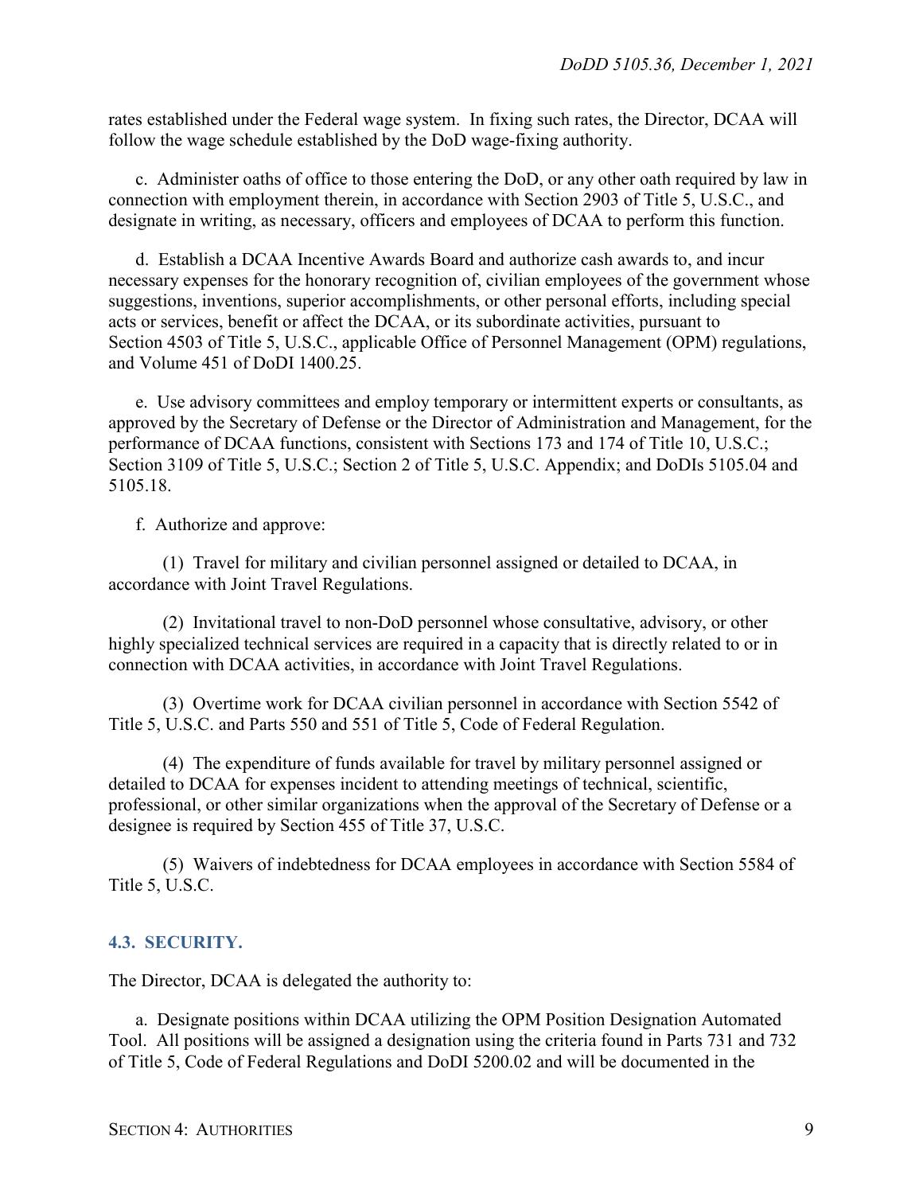rates established under the Federal wage system. In fixing such rates, the Director, DCAA will follow the wage schedule established by the DoD wage-fixing authority.

c. Administer oaths of office to those entering the DoD, or any other oath required by law in connection with employment therein, in accordance with Section 2903 of Title 5, U.S.C., and designate in writing, as necessary, officers and employees of DCAA to perform this function.

d. Establish a DCAA Incentive Awards Board and authorize cash awards to, and incur necessary expenses for the honorary recognition of, civilian employees of the government whose suggestions, inventions, superior accomplishments, or other personal efforts, including special acts or services, benefit or affect the DCAA, or its subordinate activities, pursuant to Section 4503 of Title 5, U.S.C., applicable Office of Personnel Management (OPM) regulations, and Volume 451 of DoDI 1400.25.

e. Use advisory committees and employ temporary or intermittent experts or consultants, as approved by the Secretary of Defense or the Director of Administration and Management, for the performance of DCAA functions, consistent with Sections 173 and 174 of Title 10, U.S.C.; Section 3109 of Title 5, U.S.C.; Section 2 of Title 5, U.S.C. Appendix; and DoDIs 5105.04 and 5105.18.

f. Authorize and approve:

(1) Travel for military and civilian personnel assigned or detailed to DCAA, in accordance with Joint Travel Regulations.

(2) Invitational travel to non-DoD personnel whose consultative, advisory, or other highly specialized technical services are required in a capacity that is directly related to or in connection with DCAA activities, in accordance with Joint Travel Regulations.

(3) Overtime work for DCAA civilian personnel in accordance with Section 5542 of Title 5, U.S.C. and Parts 550 and 551 of Title 5, Code of Federal Regulation.

(4) The expenditure of funds available for travel by military personnel assigned or detailed to DCAA for expenses incident to attending meetings of technical, scientific, professional, or other similar organizations when the approval of the Secretary of Defense or a designee is required by Section 455 of Title 37, U.S.C.

(5) Waivers of indebtedness for DCAA employees in accordance with Section 5584 of Title 5, U.S.C.

## 4.3. SECURITY.

The Director, DCAA is delegated the authority to:

a. Designate positions within DCAA utilizing the OPM Position Designation Automated Tool. All positions will be assigned a designation using the criteria found in Parts 731 and 732 of Title 5, Code of Federal Regulations and DoDI 5200.02 and will be documented in the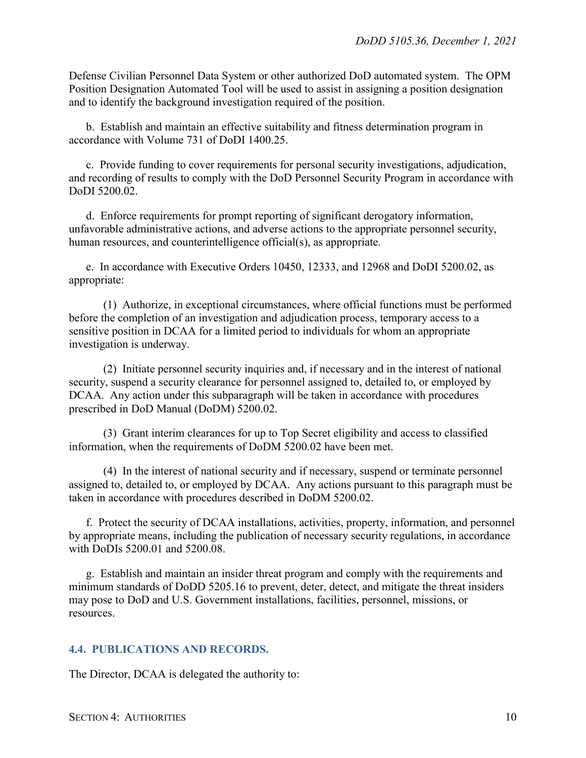Defense Civilian Personnel Data System or other authorized DoD automated system. The OPM Position Designation Automated Tool will be used to assist in assigning a position designation and to identify the background investigation required of the position.

b. Establish and maintain an effective suitability and fitness determination program in accordance with Volume 731 of DoDI 1400.25.

c. Provide funding to cover requirements for personal security investigations, adjudication, and recording of results to comply with the DoD Personnel Security Program in accordance with DoDI 5200.02.

d. Enforce requirements for prompt reporting of significant derogatory information, unfavorable administrative actions, and adverse actions to the appropriate personnel security, human resources, and counterintelligence official(s), as appropriate.

e. In accordance with Executive Orders 10450, 12333, and 12968 and DoDI 5200.02, as appropriate:

(1) Authorize, in exceptional circumstances, where official functions must be performed before the completion of an investigation and adjudication process, temporary access to a sensitive position in DCAA for a limited period to individuals for whom an appropriate investigation is underway.

(2) Initiate personnel security inquiries and, if necessary and in the interest of national security, suspend a security clearance for personnel assigned to, detailed to, or employed by DCAA. Any action under this subparagraph will be taken in accordance with procedures prescribed in DoD Manual (DoDM) 5200.02.

(3) Grant interim clearances for up to Top Secret eligibility and access to classified information, when the requirements of DoDM 5200.02 have been met.

(4) In the interest of national security and if necessary, suspend or terminate personnel assigned to, detailed to, or employed by DCAA. Any actions pursuant to this paragraph must be taken in accordance with procedures described in DoDM 5200.02.

f. Protect the security of DCAA installations, activities, property, information, and personnel by appropriate means, including the publication of necessary security regulations, in accordance with DoDIs 5200.01 and 5200.08.

g. Establish and maintain an insider threat program and comply with the requirements and minimum standards of DoDD 5205.16 to prevent, deter, detect, and mitigate the threat insiders may pose to DoD and U.S. Government installations, facilities, personnel, missions, or resources.

## 4.4. PUBLICATIONS AND RECORDS.

The Director, DCAA is delegated the authority to: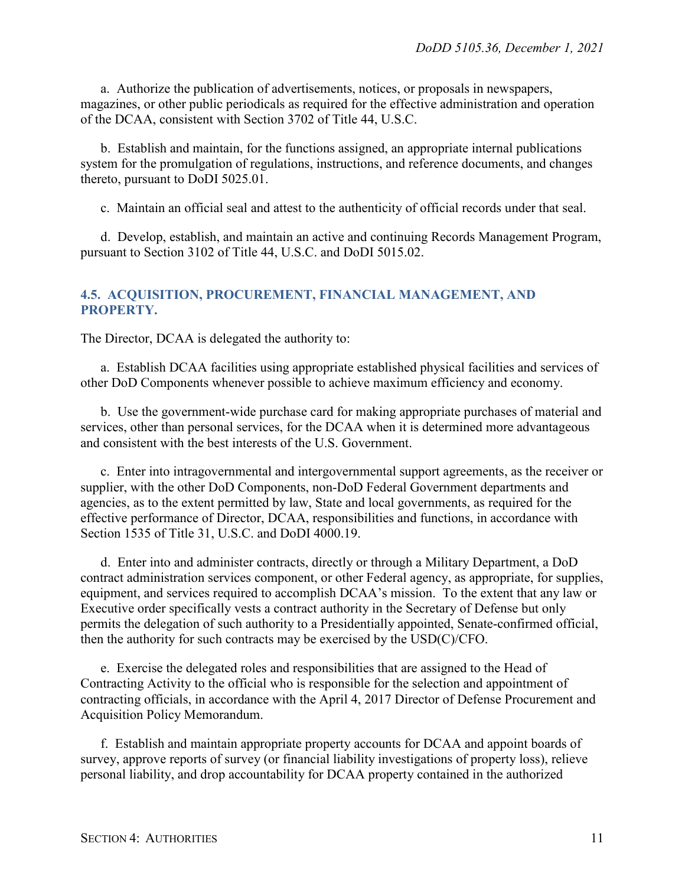a. Authorize the publication of advertisements, notices, or proposals in newspapers, magazines, or other public periodicals as required for the effective administration and operation of the DCAA, consistent with Section 3702 of Title 44, U.S.C.

b. Establish and maintain, for the functions assigned, an appropriate internal publications system for the promulgation of regulations, instructions, and reference documents, and changes thereto, pursuant to DoDI 5025.01.

c. Maintain an official seal and attest to the authenticity of official records under that seal.

d. Develop, establish, and maintain an active and continuing Records Management Program, pursuant to Section 3102 of Title 44, U.S.C. and DoDI 5015.02.

## 4.5. ACQUISITION, PROCUREMENT, FINANCIAL MANAGEMENT, AND PROPERTY.

The Director, DCAA is delegated the authority to:

a. Establish DCAA facilities using appropriate established physical facilities and services of other DoD Components whenever possible to achieve maximum efficiency and economy.

b. Use the government-wide purchase card for making appropriate purchases of material and services, other than personal services, for the DCAA when it is determined more advantageous and consistent with the best interests of the U.S. Government.

c. Enter into intragovernmental and intergovernmental support agreements, as the receiver or supplier, with the other DoD Components, non-DoD Federal Government departments and agencies, as to the extent permitted by law, State and local governments, as required for the effective performance of Director, DCAA, responsibilities and functions, in accordance with Section 1535 of Title 31, U.S.C. and DoDI 4000.19.

d. Enter into and administer contracts, directly or through a Military Department, a DoD contract administration services component, or other Federal agency, as appropriate, for supplies, equipment, and services required to accomplish DCAA's mission. To the extent that any law or Executive order specifically vests a contract authority in the Secretary of Defense but only permits the delegation of such authority to a Presidentially appointed, Senate-confirmed official, then the authority for such contracts may be exercised by the USD(C)/CFO.

e. Exercise the delegated roles and responsibilities that are assigned to the Head of Contracting Activity to the official who is responsible for the selection and appointment of contracting officials, in accordance with the April 4, 2017 Director of Defense Procurement and Acquisition Policy Memorandum.

f. Establish and maintain appropriate property accounts for DCAA and appoint boards of survey, approve reports of survey (or financial liability investigations of property loss), relieve personal liability, and drop accountability for DCAA property contained in the authorized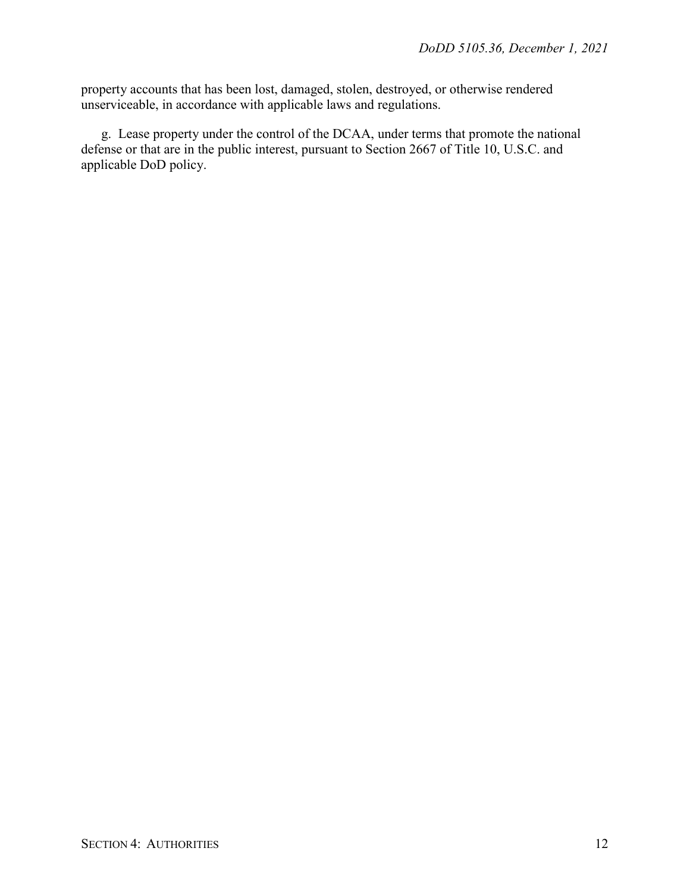property accounts that has been lost, damaged, stolen, destroyed, or otherwise rendered unserviceable, in accordance with applicable laws and regulations.

g. Lease property under the control of the DCAA, under terms that promote the national defense or that are in the public interest, pursuant to Section 2667 of Title 10, U.S.C. and applicable DoD policy.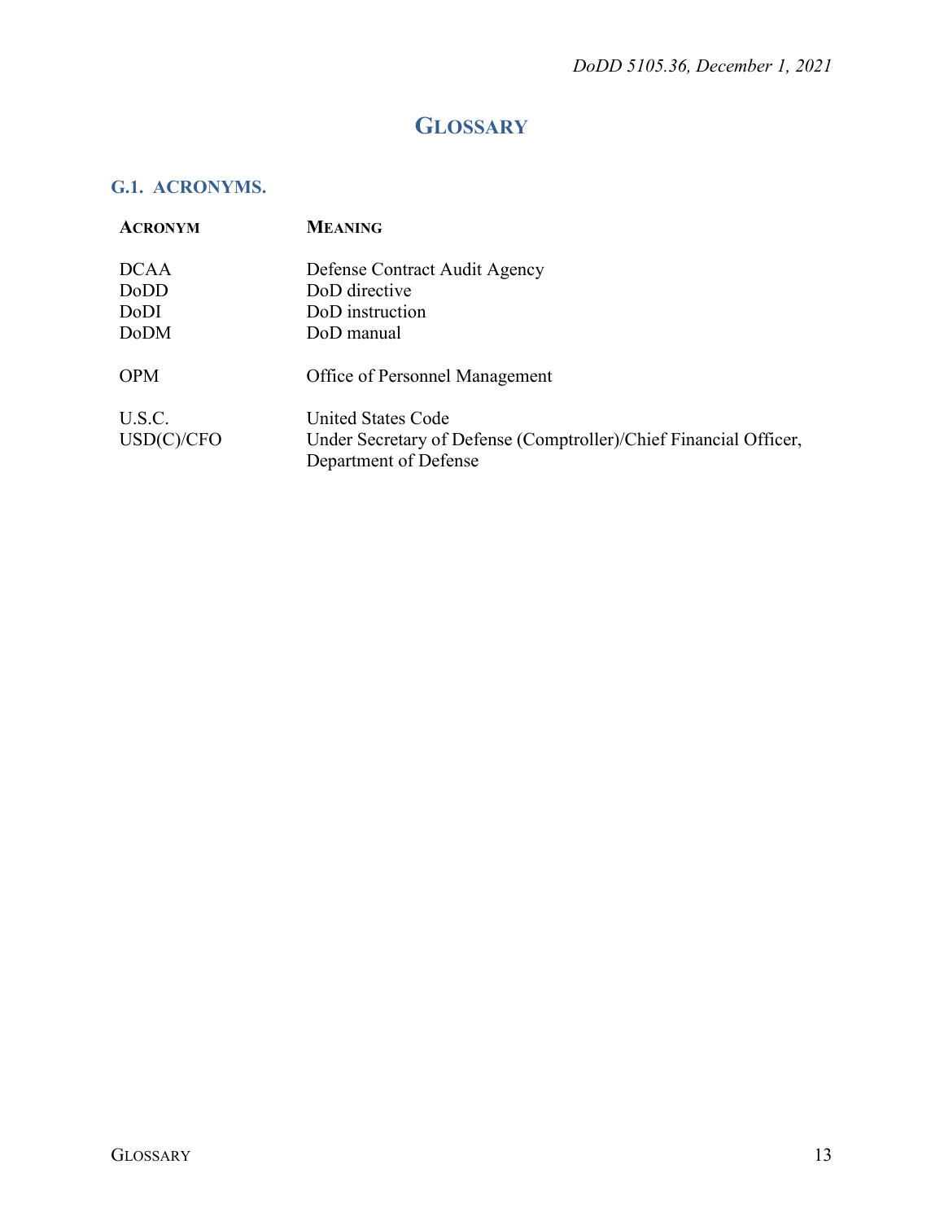# GLOSSARY

## G.1. ACRONYMS.

| ACRONYM | MEANING |
|---|---|
| DCAA | Defense Contract Audit Agency |
| DoDD | DoD directive |
| DoDI | DoD instruction |
| DoDM | DoD manual |
| OPM | Office of Personnel Management |
| U.S.C. | United States Code |
| USD(C)/CFO | Under Secretary of Defense (Comptroller)/Chief Financial Officer, Department of Defense |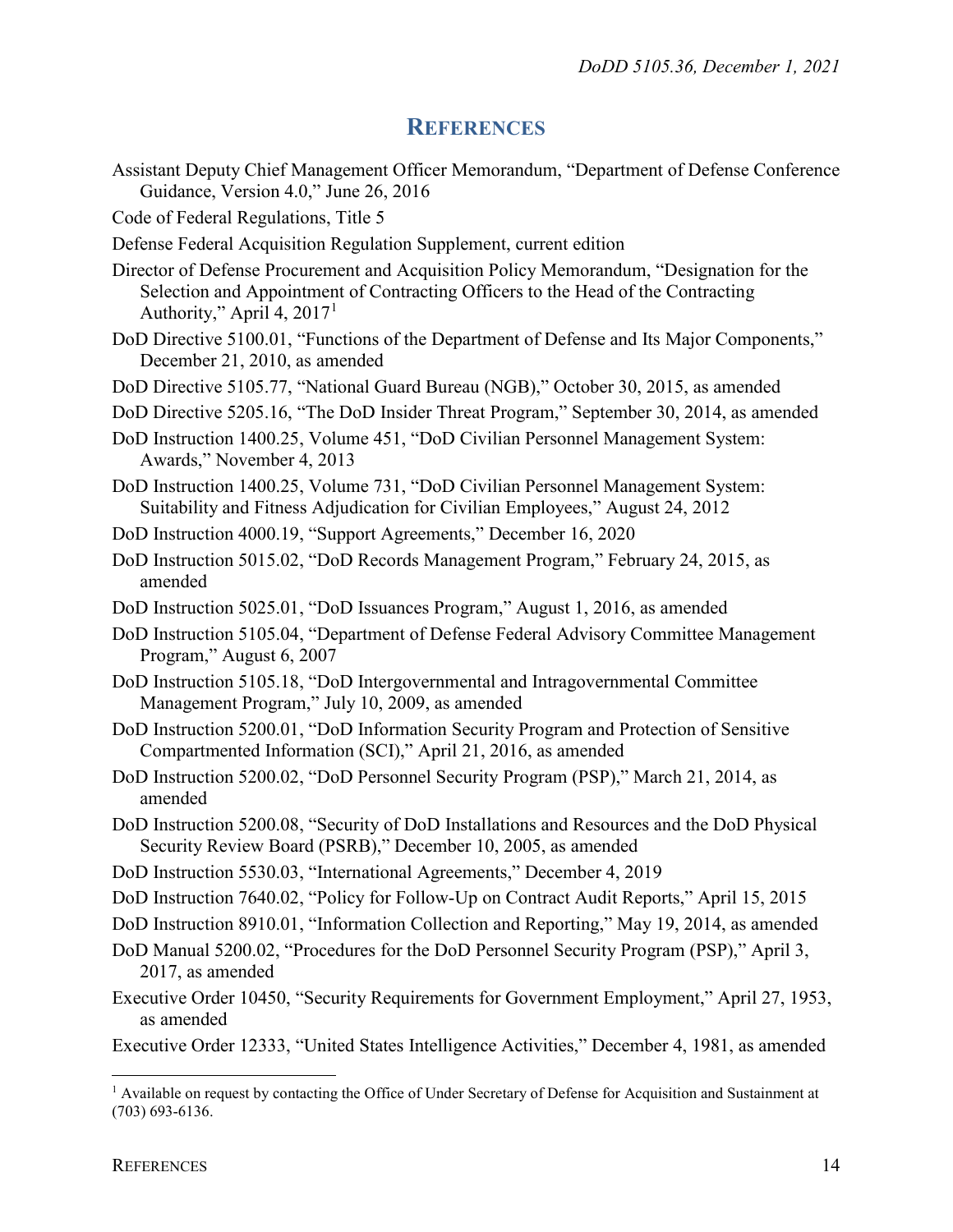## REFERENCES

Assistant Deputy Chief Management Officer Memorandum, "Department of Defense Conference Guidance, Version 4.0," June 26, 2016

Code of Federal Regulations, Title 5

Defense Federal Acquisition Regulation Supplement, current edition

Director of Defense Procurement and Acquisition Policy Memorandum, "Designation for the Selection and Appointment of Contracting Officers to the Head of the Contracting Authority," April 4, 2017[1]

DoD Directive 5100.01, "Functions of the Department of Defense and Its Major Components," December 21, 2010, as amended

DoD Directive 5105.77, "National Guard Bureau (NGB)," October 30, 2015, as amended

DoD Directive 5205.16, "The DoD Insider Threat Program," September 30, 2014, as amended

DoD Instruction 1400.25, Volume 451, "DoD Civilian Personnel Management System: Awards," November 4, 2013

DoD Instruction 1400.25, Volume 731, "DoD Civilian Personnel Management System: Suitability and Fitness Adjudication for Civilian Employees," August 24, 2012

DoD Instruction 4000.19, "Support Agreements," December 16, 2020

DoD Instruction 5015.02, "DoD Records Management Program," February 24, 2015, as amended

DoD Instruction 5025.01, "DoD Issuances Program," August 1, 2016, as amended

DoD Instruction 5105.04, "Department of Defense Federal Advisory Committee Management Program," August 6, 2007

DoD Instruction 5105.18, "DoD Intergovernmental and Intragovernmental Committee Management Program," July 10, 2009, as amended

DoD Instruction 5200.01, "DoD Information Security Program and Protection of Sensitive Compartmented Information (SCI)," April 21, 2016, as amended

DoD Instruction 5200.02, "DoD Personnel Security Program (PSP)," March 21, 2014, as amended

DoD Instruction 5200.08, "Security of DoD Installations and Resources and the DoD Physical Security Review Board (PSRB)," December 10, 2005, as amended

DoD Instruction 5530.03, "International Agreements," December 4, 2019

DoD Instruction 7640.02, "Policy for Follow-Up on Contract Audit Reports," April 15, 2015

DoD Instruction 8910.01, "Information Collection and Reporting," May 19, 2014, as amended

DoD Manual 5200.02, "Procedures for the DoD Personnel Security Program (PSP)," April 3, 2017, as amended

Executive Order 10450, "Security Requirements for Government Employment," April 27, 1953, as amended

Executive Order 12333, "United States Intelligence Activities," December 4, 1981, as amended

---

[1] Available on request by contacting the Office of Under Secretary of Defense for Acquisition and Sustainment at (703) 693-6136.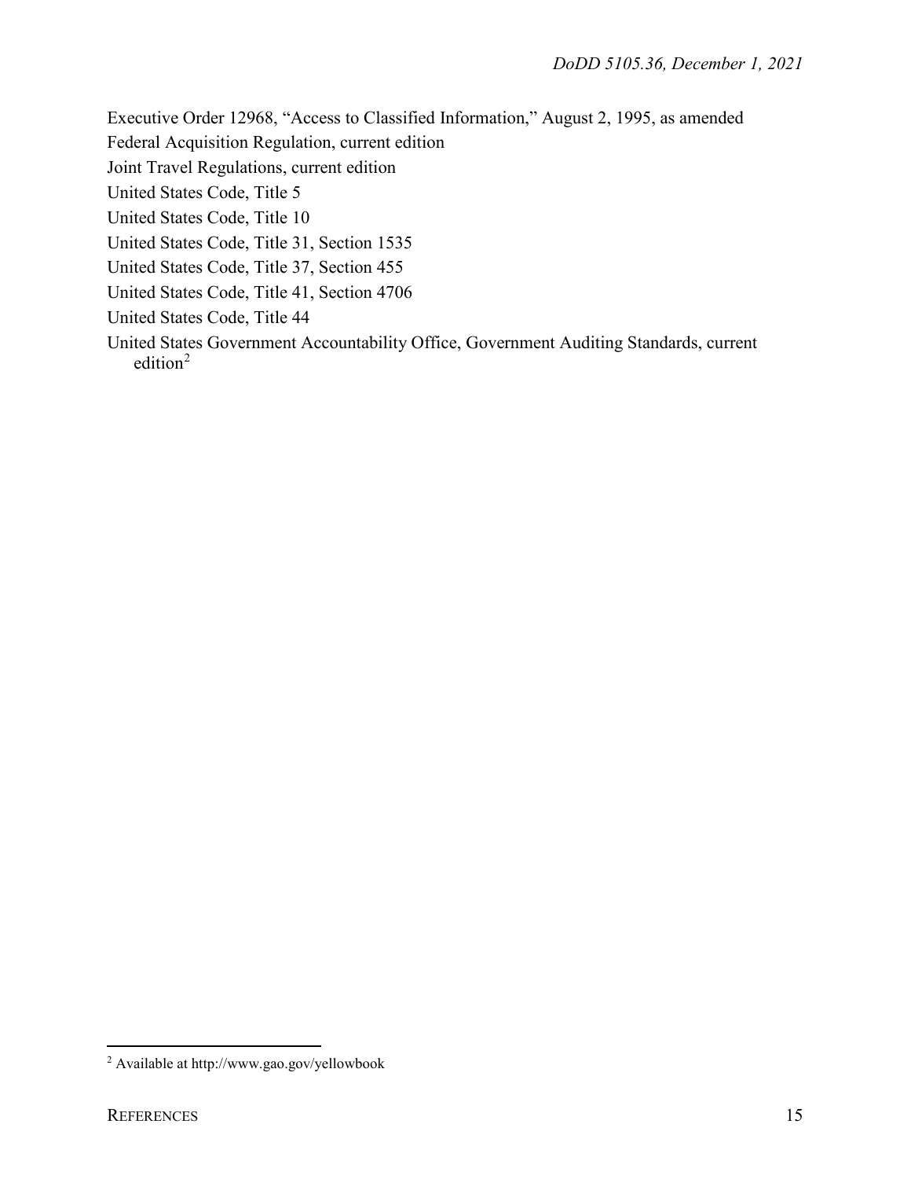Executive Order 12968, "Access to Classified Information," August 2, 1995, as amended

Federal Acquisition Regulation, current edition

Joint Travel Regulations, current edition

United States Code, Title 5

United States Code, Title 10

United States Code, Title 31, Section 1535

United States Code, Title 37, Section 455

United States Code, Title 41, Section 4706

United States Code, Title 44

United States Government Accountability Office, Government Auditing Standards, current edition[2]

[2] Available at http://www.gao.gov/yellowbook